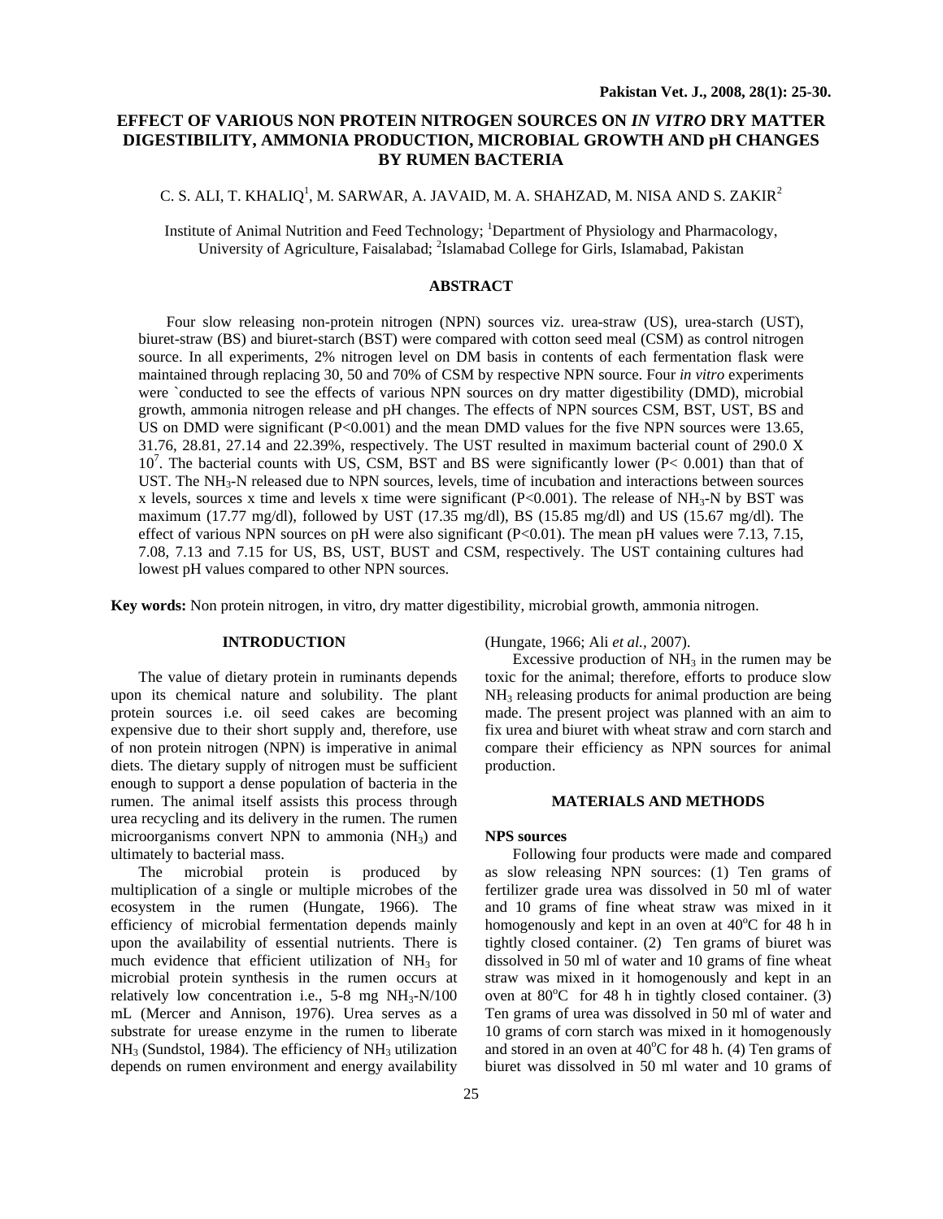# EFFECT OF VARIOUS NON PROTEIN NITROGEN SOURCES ON *IN VITRO* DRY MATTER DIGESTIBILITY, AMMONIA PRODUCTION, MICROBIAL GROWTH AND pH CHANGES BY RUMEN BACTERIA

C. S. ALI, T. KHALIQ[1], M. SARWAR, A. JAVAID, M. A. SHAHZAD, M. NISA AND S. ZAKIR[2]

Institute of Animal Nutrition and Feed Technology; [1]Department of Physiology and Pharmacology, University of Agriculture, Faisalabad; [2]Islamabad College for Girls, Islamabad, Pakistan

## ABSTRACT

Four slow releasing non-protein nitrogen (NPN) sources viz. urea-straw (US), urea-starch (UST), biuret-straw (BS) and biuret-starch (BST) were compared with cotton seed meal (CSM) as control nitrogen source. In all experiments, 2% nitrogen level on DM basis in contents of each fermentation flask were maintained through replacing 30, 50 and 70% of CSM by respective NPN source. Four *in vitro* experiments were `conducted to see the effects of various NPN sources on dry matter digestibility (DMD), microbial growth, ammonia nitrogen release and pH changes. The effects of NPN sources CSM, BST, UST, BS and US on DMD were significant (P<0.001) and the mean DMD values for the five NPN sources were 13.65, 31.76, 28.81, 27.14 and 22.39%, respectively. The UST resulted in maximum bacterial count of 290.0 X $10^7$. The bacterial counts with US, CSM, BST and BS were significantly lower (P< 0.001) than that of UST. The $NH_3$-N released due to NPN sources, levels, time of incubation and interactions between sources x levels, sources x time and levels x time were significant (P<0.001). The release of $NH_3$-N by BST was maximum (17.77 mg/dl), followed by UST (17.35 mg/dl), BS (15.85 mg/dl) and US (15.67 mg/dl). The effect of various NPN sources on pH were also significant (P<0.01). The mean pH values were 7.13, 7.15, 7.08, 7.13 and 7.15 for US, BS, UST, BUST and CSM, respectively. The UST containing cultures had lowest pH values compared to other NPN sources.

**Key words:** Non protein nitrogen, in vitro, dry matter digestibility, microbial growth, ammonia nitrogen.

## INTRODUCTION

The value of dietary protein in ruminants depends upon its chemical nature and solubility. The plant protein sources i.e. oil seed cakes are becoming expensive due to their short supply and, therefore, use of non protein nitrogen (NPN) is imperative in animal diets. The dietary supply of nitrogen must be sufficient enough to support a dense population of bacteria in the rumen. The animal itself assists this process through urea recycling and its delivery in the rumen. The rumen microorganisms convert NPN to ammonia ($NH_3$) and ultimately to bacterial mass.

The microbial protein is produced by multiplication of a single or multiple microbes of the ecosystem in the rumen (Hungate, 1966). The efficiency of microbial fermentation depends mainly upon the availability of essential nutrients. There is much evidence that efficient utilization of $NH_3$ for microbial protein synthesis in the rumen occurs at relatively low concentration i.e., 5-8 mg $NH_3$-N/100 mL (Mercer and Annison, 1976). Urea serves as a substrate for urease enzyme in the rumen to liberate $NH_3$ (Sundstol, 1984). The efficiency of $NH_3$ utilization depends on rumen environment and energy availability (Hungate, 1966; Ali *et al.,* 2007).

Excessive production of $NH_3$ in the rumen may be toxic for the animal; therefore, efforts to produce slow $NH_3$ releasing products for animal production are being made. The present project was planned with an aim to fix urea and biuret with wheat straw and corn starch and compare their efficiency as NPN sources for animal production.

## MATERIALS AND METHODS

### NPS sources

Following four products were made and compared as slow releasing NPN sources: (1) Ten grams of fertilizer grade urea was dissolved in 50 ml of water and 10 grams of fine wheat straw was mixed in it homogenously and kept in an oven at 40°C for 48 h in tightly closed container. (2) Ten grams of biuret was dissolved in 50 ml of water and 10 grams of fine wheat straw was mixed in it homogenously and kept in an oven at 80°C for 48 h in tightly closed container. (3) Ten grams of urea was dissolved in 50 ml of water and 10 grams of corn starch was mixed in it homogenously and stored in an oven at 40°C for 48 h. (4) Ten grams of biuret was dissolved in 50 ml water and 10 grams of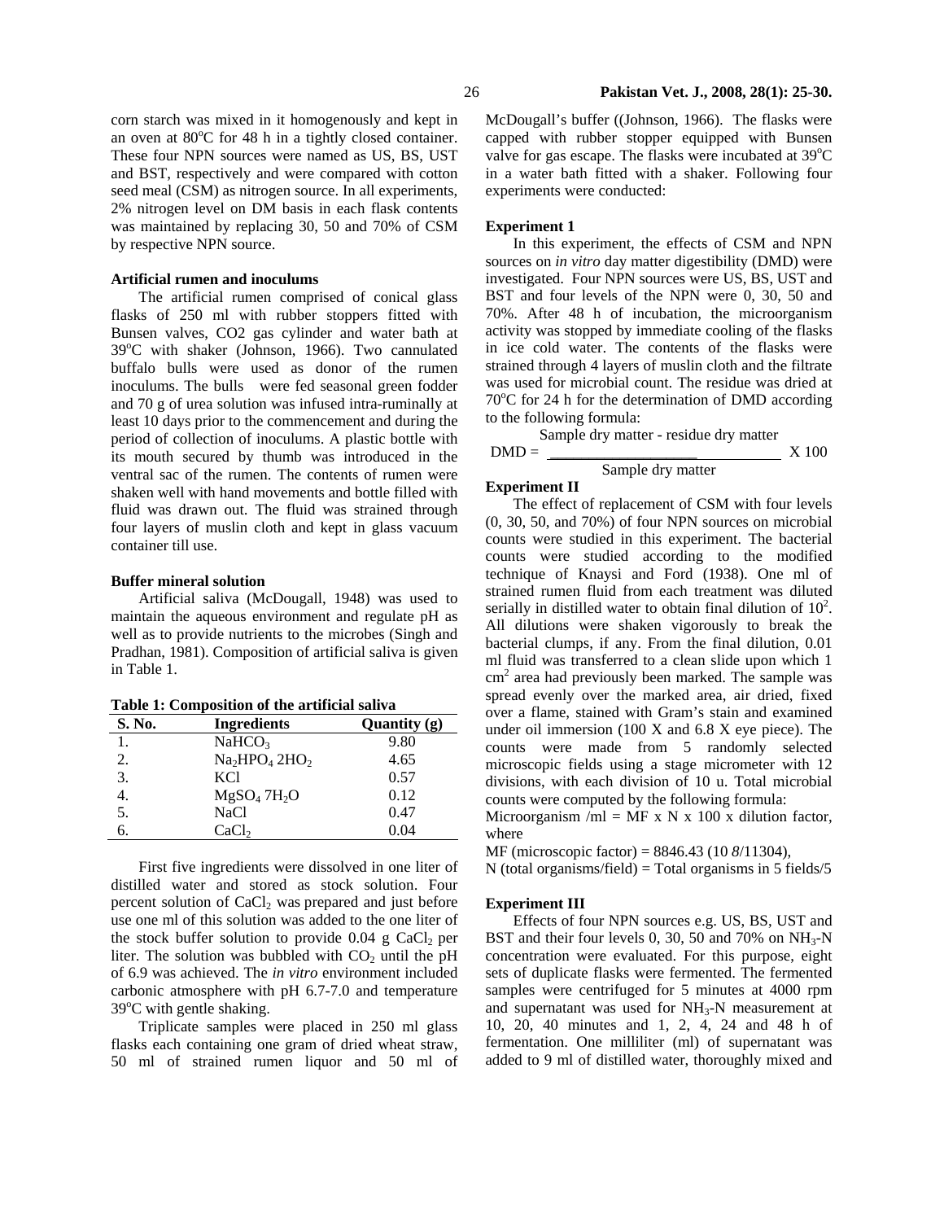corn starch was mixed in it homogenously and kept in an oven at 80°C for 48 h in a tightly closed container. These four NPN sources were named as US, BS, UST and BST, respectively and were compared with cotton seed meal (CSM) as nitrogen source. In all experiments, 2% nitrogen level on DM basis in each flask contents was maintained by replacing 30, 50 and 70% of CSM by respective NPN source.

### Artificial rumen and inoculums

The artificial rumen comprised of conical glass flasks of 250 ml with rubber stoppers fitted with Bunsen valves, CO2 gas cylinder and water bath at 39°C with shaker (Johnson, 1966). Two cannulated buffalo bulls were used as donor of the rumen inoculums. The bulls were fed seasonal green fodder and 70 g of urea solution was infused intra-ruminally at least 10 days prior to the commencement and during the period of collection of inoculums. A plastic bottle with its mouth secured by thumb was introduced in the ventral sac of the rumen. The contents of rumen were shaken well with hand movements and bottle filled with fluid was drawn out. The fluid was strained through four layers of muslin cloth and kept in glass vacuum container till use.

### Buffer mineral solution

Artificial saliva (McDougall, 1948) was used to maintain the aqueous environment and regulate pH as well as to provide nutrients to the microbes (Singh and Pradhan, 1981). Composition of artificial saliva is given in Table 1.

**Table 1: Composition of the artificial saliva**

| S. No. | Ingredients | Quantity (g) |
|---|---|---|
| 1. | $NaHCO_3$ | 9.80 |
| 2. | $Na_2HPO_4$ $2HO_2$ | 4.65 |
| 3. | KCl | 0.57 |
| 4. | $MgSO_4$ $7H_2O$ | 0.12 |
| 5. | NaCl | 0.47 |
| 6. | $CaCl_2$ | 0.04 |

First five ingredients were dissolved in one liter of distilled water and stored as stock solution. Four percent solution of $CaCl_2$ was prepared and just before use one ml of this solution was added to the one liter of the stock buffer solution to provide 0.04 g $CaCl_2$ per liter. The solution was bubbled with $CO_2$ until the pH of 6.9 was achieved. The *in vitro* environment included carbonic atmosphere with pH 6.7-7.0 and temperature 39°C with gentle shaking.

Triplicate samples were placed in 250 ml glass flasks each containing one gram of dried wheat straw, 50 ml of strained rumen liquor and 50 ml of McDougall's buffer ((Johnson, 1966). The flasks were capped with rubber stopper equipped with Bunsen valve for gas escape. The flasks were incubated at 39°C in a water bath fitted with a shaker. Following four experiments were conducted:

### Experiment 1

In this experiment, the effects of CSM and NPN sources on *in vitro* day matter digestibility (DMD) were investigated. Four NPN sources were US, BS, UST and BST and four levels of the NPN were 0, 30, 50 and 70%. After 48 h of incubation, the microorganism activity was stopped by immediate cooling of the flasks in ice cold water. The contents of the flasks were strained through 4 layers of muslin cloth and the filtrate was used for microbial count. The residue was dried at 70°C for 24 h for the determination of DMD according to the following formula:

$$\text{DMD} = \frac{\text{Sample dry matter - residue dry matter}}{\text{Sample dry matter}} \times 100$$

### Experiment II

The effect of replacement of CSM with four levels (0, 30, 50, and 70%) of four NPN sources on microbial counts were studied in this experiment. The bacterial counts were studied according to the modified technique of Knaysi and Ford (1938). One ml of strained rumen fluid from each treatment was diluted serially in distilled water to obtain final dilution of $10^2$. All dilutions were shaken vigorously to break the bacterial clumps, if any. From the final dilution, 0.01 ml fluid was transferred to a clean slide upon which 1 $cm^2$ area had previously been marked. The sample was spread evenly over the marked area, air dried, fixed over a flame, stained with Gram's stain and examined under oil immersion (100 X and 6.8 X eye piece). The counts were made from 5 randomly selected microscopic fields using a stage micrometer with 12 divisions, with each division of 10 u. Total microbial counts were computed by the following formula:

Microorganism /ml = MF x N x 100 x dilution factor, where

MF (microscopic factor) = 8846.43 (10 *8*/11304),

N (total organisms/field) = Total organisms in 5 fields/5

### Experiment III

Effects of four NPN sources e.g. US, BS, UST and BST and their four levels 0, 30, 50 and 70% on $NH_3$-N concentration were evaluated. For this purpose, eight sets of duplicate flasks were fermented. The fermented samples were centrifuged for 5 minutes at 4000 rpm and supernatant was used for $NH_3$-N measurement at 10, 20, 40 minutes and 1, 2, 4, 24 and 48 h of fermentation. One milliliter (ml) of supernatant was added to 9 ml of distilled water, thoroughly mixed and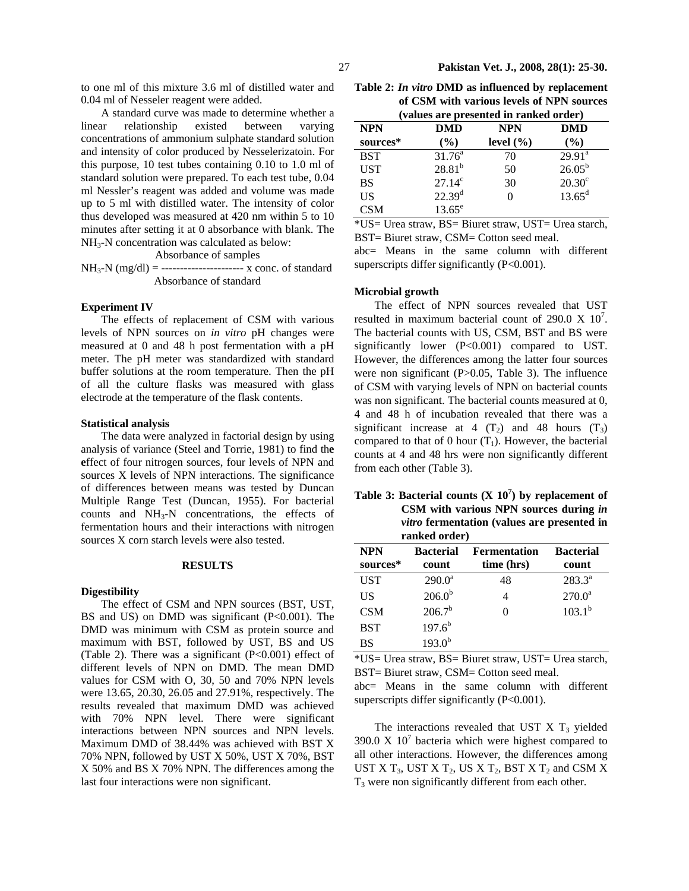to one ml of this mixture 3.6 ml of distilled water and 0.04 ml of Nesseler reagent were added.

A standard curve was made to determine whether a linear relationship existed between varying concentrations of ammonium sulphate standard solution and intensity of color produced by Nesselerizatoin. For this purpose, 10 test tubes containing 0.10 to 1.0 ml of standard solution were prepared. To each test tube, 0.04 ml Nessler's reagent was added and volume was made up to 5 ml with distilled water. The intensity of color thus developed was measured at 420 nm within 5 to 10 minutes after setting it at 0 absorbance with blank. The $NH_3$-N concentration was calculated as below:

$$NH_3\text{-N (mg/dl)} = \frac{\text{Absorbance of samples}}{\text{Absorbance of standard}} \times \text{conc. of standard}$$

### Experiment IV

The effects of replacement of CSM with various levels of NPN sources on *in vitro* pH changes were measured at 0 and 48 h post fermentation with a pH meter. The pH meter was standardized with standard buffer solutions at the room temperature. Then the pH of all the culture flasks was measured with glass electrode at the temperature of the flask contents.

### Statistical analysis

The data were analyzed in factorial design by using analysis of variance (Steel and Torrie, 1981) to find the effect of four nitrogen sources, four levels of NPN and sources X levels of NPN interactions. The significance of differences between means was tested by Duncan Multiple Range Test (Duncan, 1955). For bacterial counts and $NH_3$-N concentrations, the effects of fermentation hours and their interactions with nitrogen sources X corn starch levels were also tested.

## RESULTS

### Digestibility

The effect of CSM and NPN sources (BST, UST, BS and US) on DMD was significant (P<0.001). The DMD was minimum with CSM as protein source and maximum with BST, followed by UST, BS and US (Table 2). There was a significant (P<0.001) effect of different levels of NPN on DMD. The mean DMD values for CSM with O, 30, 50 and 70% NPN levels were 13.65, 20.30, 26.05 and 27.91%, respectively. The results revealed that maximum DMD was achieved with 70% NPN level. There were significant interactions between NPN sources and NPN levels. Maximum DMD of 38.44% was achieved with BST X 70% NPN, followed by UST X 50%, UST X 70%, BST X 50% and BS X 70% NPN. The differences among the last four interactions were non significant.

**Table 2: *In vitro* DMD as influenced by replacement of CSM with various levels of NPN sources (values are presented in ranked order)**

| NPN sources* | DMD (%) | NPN level (%) | DMD (%) |
|---|---|---|---|
| BST | $31.76^{a}$ | 70 | $29.91^{a}$ |
| UST | $28.81^{b}$ | 50 | $26.05^{b}$ |
| BS | $27.14^{c}$ | 30 | $20.30^{c}$ |
| US | $22.39^{d}$ | 0 | $13.65^{d}$ |
| CSM | $13.65^{e}$ | | |

*US= Urea straw, BS= Biuret straw, UST= Urea starch, BST= Biuret starch, CSM= Cotton seed meal.

abc= Means in the same column with different superscripts differ significantly (P<0.001).

### Microbial growth

The effect of NPN sources revealed that UST resulted in maximum bacterial count of 290.0 X $10^7$. The bacterial counts with US, CSM, BST and BS were significantly lower (P<0.001) compared to UST. However, the differences among the latter four sources were non significant (P>0.05, Table 3). The influence of CSM with varying levels of NPN on bacterial counts was non significant. The bacterial counts measured at 0, 4 and 48 h of incubation revealed that there was a significant increase at 4 ($T_2$) and 48 hours ($T_3$) compared to that of 0 hour ($T_1$). However, the bacterial counts at 4 and 48 hrs were non significantly different from each other (Table 3).

**Table 3: Bacterial counts (X $10^7$) by replacement of CSM with various NPN sources during *in vitro* fermentation (values are presented in ranked order)**

| NPN sources* | Bacterial count | Fermentation time (hrs) | Bacterial count |
|---|---|---|---|
| UST | $290.0^{a}$ | 48 | $283.3^{a}$ |
| US | $206.0^{b}$ | 4 | $270.0^{a}$ |
| CSM | $206.7^{b}$ | 0 | $103.1^{b}$ |
| BST | $197.6^{b}$ | | |
| BS | $193.0^{b}$ | | |

*US= Urea straw, BS= Biuret straw, UST= Urea starch, BST= Biuret starch, CSM= Cotton seed meal.

abc= Means in the same column with different superscripts differ significantly (P<0.001).

The interactions revealed that UST X $T_3$ yielded 390.0 X $10^7$ bacteria which were highest compared to all other interactions. However, the differences among UST X $T_3$, UST X $T_2$, US X $T_2$, BST X $T_2$ and CSM X $T_3$ were non significantly different from each order.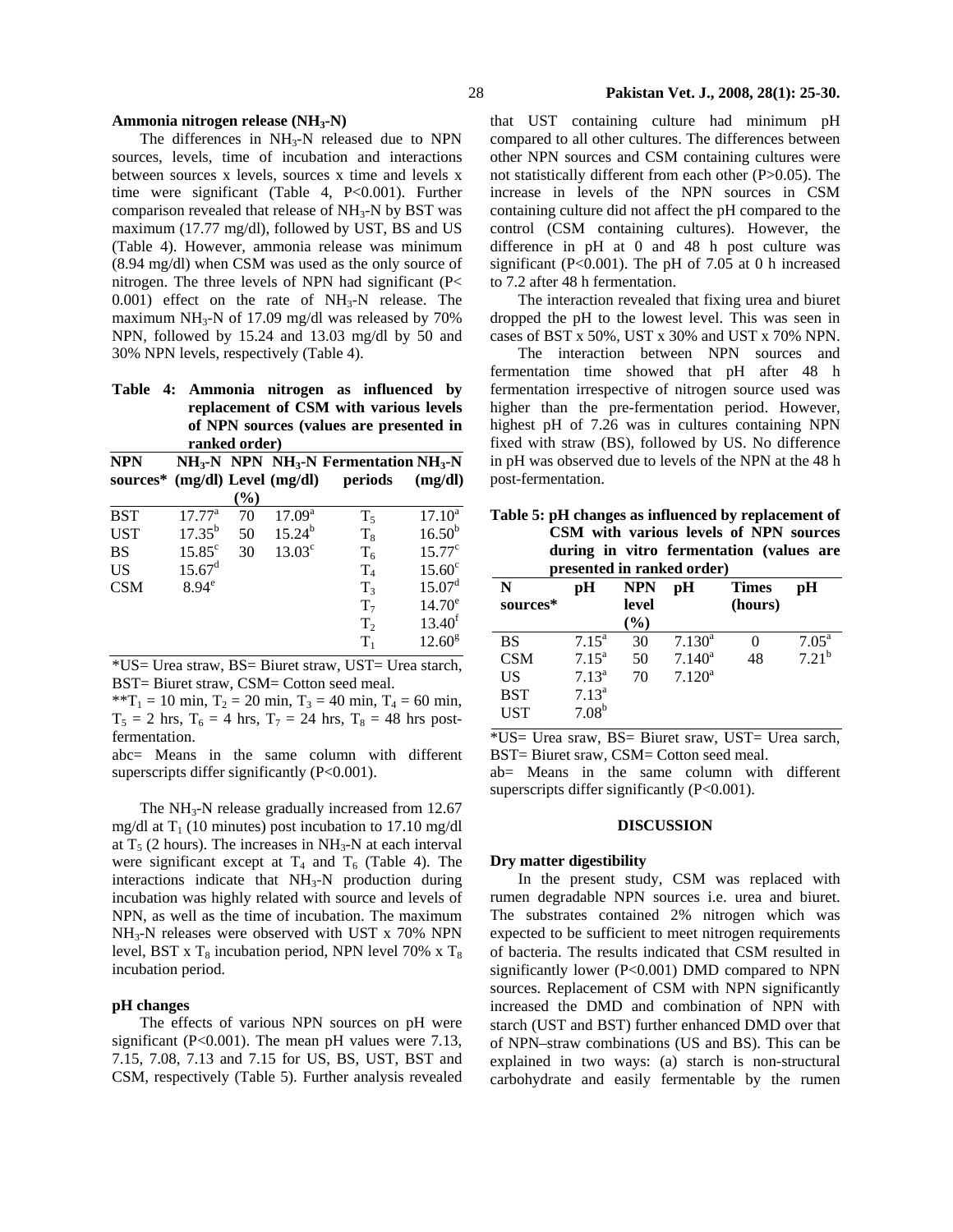### Ammonia nitrogen release ($NH_3$-N)

The differences in $NH_3$-N released due to NPN sources, levels, time of incubation and interactions between sources x levels, sources x time and levels x time were significant (Table 4, P<0.001). Further comparison revealed that release of $NH_3$-N by BST was maximum (17.77 mg/dl), followed by UST, BS and US (Table 4). However, ammonia release was minimum (8.94 mg/dl) when CSM was used as the only source of nitrogen. The three levels of NPN had significant (P< 0.001) effect on the rate of $NH_3$-N release. The maximum $NH_3$-N of 17.09 mg/dl was released by 70% NPN, followed by 15.24 and 13.03 mg/dl by 50 and 30% NPN levels, respectively (Table 4).

**Table 4: Ammonia nitrogen as influenced by replacement of CSM with various levels of NPN sources (values are presented in ranked order)**

| NPN sources* | $NH_3$-N (mg/dl) | NPN Level (%) | $NH_3$-N (mg/dl) | Fermentation periods | $NH_3$-N (mg/dl) |
|---|---|---|---|---|---|
| BST | $17.77^a$ | 70 | $17.09^a$ | $T_5$ | $17.10^a$ |
| UST | $17.35^b$ | 50 | $15.24^b$ | $T_8$ | $16.50^b$ |
| BS | $15.85^c$ | 30 | $13.03^c$ | $T_6$ | $15.77^c$ |
| US | $15.67^d$ | | | $T_4$ | $15.60^c$ |
| CSM | $8.94^e$ | | | $T_3$ | $15.07^d$ |
| | | | | $T_7$ | $14.70^e$ |
| | | | | $T_2$ | $13.40^f$ |
| | | | | $T_1$ | $12.60^g$ |

*US= Urea straw, BS= Biuret straw, UST= Urea starch, BST= Biuret straw, CSM= Cotton seed meal.

**$T_1$ = 10 min, $T_2$ = 20 min, $T_3$ = 40 min, $T_4$ = 60 min, $T_5$ = 2 hrs, $T_6$ = 4 hrs, $T_7$ = 24 hrs, $T_8$ = 48 hrs post-fermentation.

abc= Means in the same column with different superscripts differ significantly (P<0.001).

The $NH_3$-N release gradually increased from 12.67 mg/dl at $T_1$ (10 minutes) post incubation to 17.10 mg/dl at $T_5$ (2 hours). The increases in $NH_3$-N at each interval were significant except at $T_4$ and $T_6$ (Table 4). The interactions indicate that $NH_3$-N production during incubation was highly related with source and levels of NPN, as well as the time of incubation. The maximum $NH_3$-N releases were observed with UST x 70% NPN level, BST x $T_8$ incubation period, NPN level 70% x $T_8$ incubation period.

### pH changes

The effects of various NPN sources on pH were significant (P<0.001). The mean pH values were 7.13, 7.15, 7.08, 7.13 and 7.15 for US, BS, UST, BST and CSM, respectively (Table 5). Further analysis revealed that UST containing culture had minimum pH compared to all other cultures. The differences between other NPN sources and CSM containing cultures were not statistically different from each other (P>0.05). The increase in levels of the NPN sources in CSM containing culture did not affect the pH compared to the control (CSM containing cultures). However, the difference in pH at 0 and 48 h post culture was significant (P<0.001). The pH of 7.05 at 0 h increased to 7.2 after 48 h fermentation.

The interaction revealed that fixing urea and biuret dropped the pH to the lowest level. This was seen in cases of BST x 50%, UST x 30% and UST x 70% NPN.

The interaction between NPN sources and fermentation time showed that pH after 48 h fermentation irrespective of nitrogen source used was higher than the pre-fermentation period. However, highest pH of 7.26 was in cultures containing NPN fixed with straw (BS), followed by US. No difference in pH was observed due to levels of the NPN at the 48 h post-fermentation.

**Table 5: pH changes as influenced by replacement of CSM with various levels of NPN sources during in vitro fermentation (values are presented in ranked order)**

| N sources* | pH | NPN level (%) | pH | Times (hours) | pH |
|---|---|---|---|---|---|
| BS | $7.15^a$ | 30 | $7.130^a$ | 0 | $7.05^a$ |
| CSM | $7.15^a$ | 50 | $7.140^a$ | 48 | $7.21^b$ |
| US | $7.13^a$ | 70 | $7.120^a$ | | |
| BST | $7.13^a$ | | | | |
| UST | $7.08^b$ | | | | |

*US= Urea sraw, BS= Biuret sraw, UST= Urea sarch, BST= Biuret sraw, CSM= Cotton seed meal.

ab= Means in the same column with different superscripts differ significantly (P<0.001).

## DISCUSSION

### Dry matter digestibility

In the present study, CSM was replaced with rumen degradable NPN sources i.e. urea and biuret. The substrates contained 2% nitrogen which was expected to be sufficient to meet nitrogen requirements of bacteria. The results indicated that CSM resulted in significantly lower (P<0.001) DMD compared to NPN sources. Replacement of CSM with NPN significantly increased the DMD and combination of NPN with starch (UST and BST) further enhanced DMD over that of NPN–straw combinations (US and BS). This can be explained in two ways: (a) starch is non-structural carbohydrate and easily fermentable by the rumen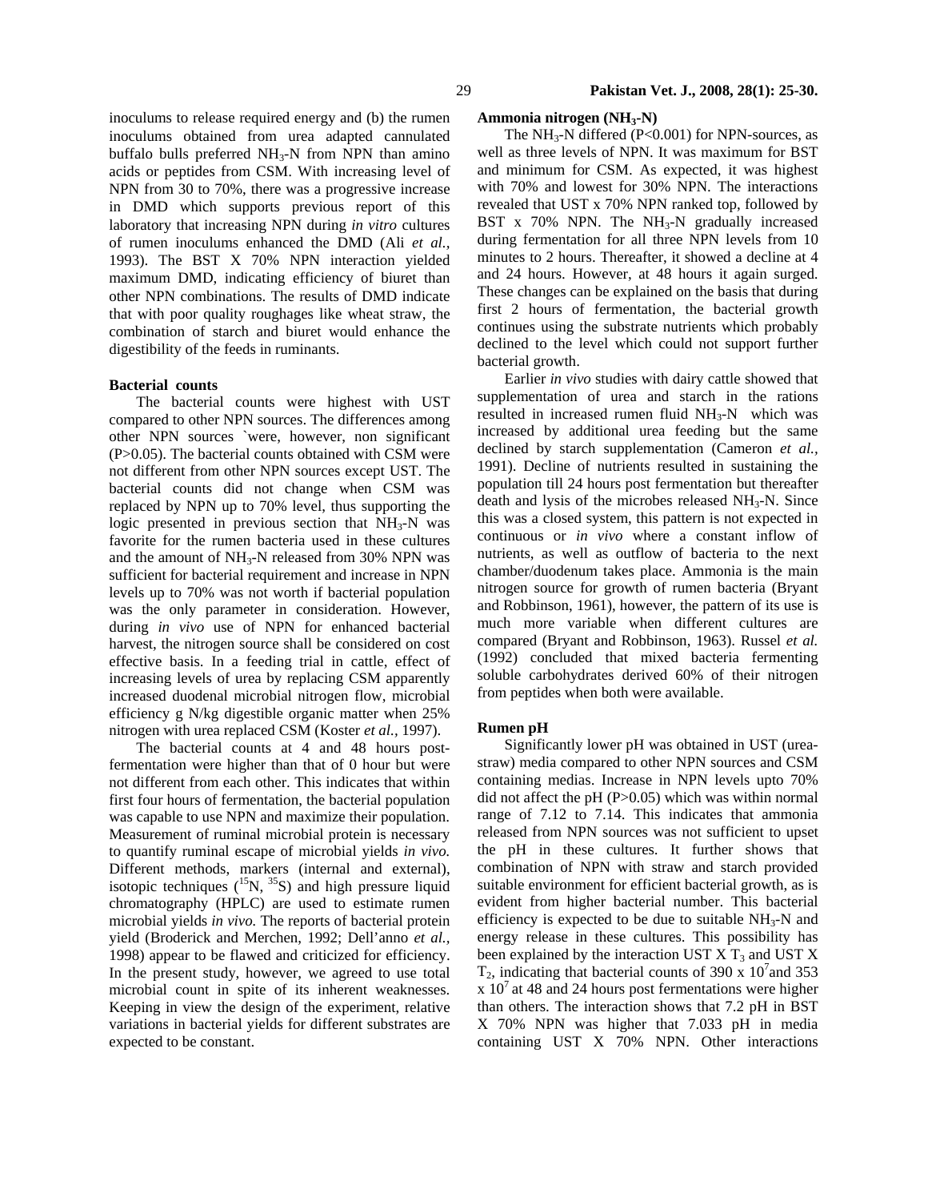inoculums to release required energy and (b) the rumen inoculums obtained from urea adapted cannulated buffalo bulls preferred $NH_3$-N from NPN than amino acids or peptides from CSM. With increasing level of NPN from 30 to 70%, there was a progressive increase in DMD which supports previous report of this laboratory that increasing NPN during *in vitro* cultures of rumen inoculums enhanced the DMD (Ali *et al.*, 1993). The BST X 70% NPN interaction yielded maximum DMD, indicating efficiency of biuret than other NPN combinations. The results of DMD indicate that with poor quality roughages like wheat straw, the combination of starch and biuret would enhance the digestibility of the feeds in ruminants.

#### Bacterial counts

The bacterial counts were highest with UST compared to other NPN sources. The differences among other NPN sources `were, however, non significant ($P>0.05$). The bacterial counts obtained with CSM were not different from other NPN sources except UST. The bacterial counts did not change when CSM was replaced by NPN up to 70% level, thus supporting the logic presented in previous section that $NH_3$-N was favorite for the rumen bacteria used in these cultures and the amount of $NH_3$-N released from 30% NPN was sufficient for bacterial requirement and increase in NPN levels up to 70% was not worth if bacterial population was the only parameter in consideration. However, during *in vivo* use of NPN for enhanced bacterial harvest, the nitrogen source shall be considered on cost effective basis. In a feeding trial in cattle, effect of increasing levels of urea by replacing CSM apparently increased duodenal microbial nitrogen flow, microbial efficiency g N/kg digestible organic matter when 25% nitrogen with urea replaced CSM (Koster *et al.*, 1997).

The bacterial counts at 4 and 48 hours post-fermentation were higher than that of 0 hour but were not different from each other. This indicates that within first four hours of fermentation, the bacterial population was capable to use NPN and maximize their population. Measurement of ruminal microbial protein is necessary to quantify ruminal escape of microbial yields *in vivo.* Different methods, markers (internal and external), isotopic techniques ($^{15}N$, $^{35}S$) and high pressure liquid chromatography (HPLC) are used to estimate rumen microbial yields *in vivo.* The reports of bacterial protein yield (Broderick and Merchen, 1992; Dell'anno *et al.,* 1998) appear to be flawed and criticized for efficiency. In the present study, however, we agreed to use total microbial count in spite of its inherent weaknesses. Keeping in view the design of the experiment, relative variations in bacterial yields for different substrates are expected to be constant.

#### Ammonia nitrogen ($NH_3$-N)

The $NH_3$-N differed ($P<0.001$) for NPN-sources, as well as three levels of NPN. It was maximum for BST and minimum for CSM. As expected, it was highest with 70% and lowest for 30% NPN. The interactions revealed that UST x 70% NPN ranked top, followed by BST x 70% NPN. The $NH_3$-N gradually increased during fermentation for all three NPN levels from 10 minutes to 2 hours. Thereafter, it showed a decline at 4 and 24 hours. However, at 48 hours it again surged. These changes can be explained on the basis that during first 2 hours of fermentation, the bacterial growth continues using the substrate nutrients which probably declined to the level which could not support further bacterial growth.

Earlier *in vivo* studies with dairy cattle showed that supplementation of urea and starch in the rations resulted in increased rumen fluid $NH_3$-N which was increased by additional urea feeding but the same declined by starch supplementation (Cameron *et al.,* 1991). Decline of nutrients resulted in sustaining the population till 24 hours post fermentation but thereafter death and lysis of the microbes released $NH_3$-N. Since this was a closed system, this pattern is not expected in continuous or *in vivo* where a constant inflow of nutrients, as well as outflow of bacteria to the next chamber/duodenum takes place. Ammonia is the main nitrogen source for growth of rumen bacteria (Bryant and Robbinson, 1961), however, the pattern of its use is much more variable when different cultures are compared (Bryant and Robbinson, 1963). Russel *et al.* (1992) concluded that mixed bacteria fermenting soluble carbohydrates derived 60% of their nitrogen from peptides when both were available.

#### Rumen pH

Significantly lower pH was obtained in UST (urea-straw) media compared to other NPN sources and CSM containing medias. Increase in NPN levels upto 70% did not affect the pH ($P>0.05$) which was within normal range of 7.12 to 7.14. This indicates that ammonia released from NPN sources was not sufficient to upset the pH in these cultures. It further shows that combination of NPN with straw and starch provided suitable environment for efficient bacterial growth, as is evident from higher bacterial number. This bacterial efficiency is expected to be due to suitable $NH_3$-N and energy release in these cultures. This possibility has been explained by the interaction UST X $T_3$ and UST X $T_2$, indicating that bacterial counts of 390 x $10^7$and 353 x $10^7$ at 48 and 24 hours post fermentations were higher than others. The interaction shows that 7.2 pH in BST X 70% NPN was higher that 7.033 pH in media containing UST X 70% NPN. Other interactions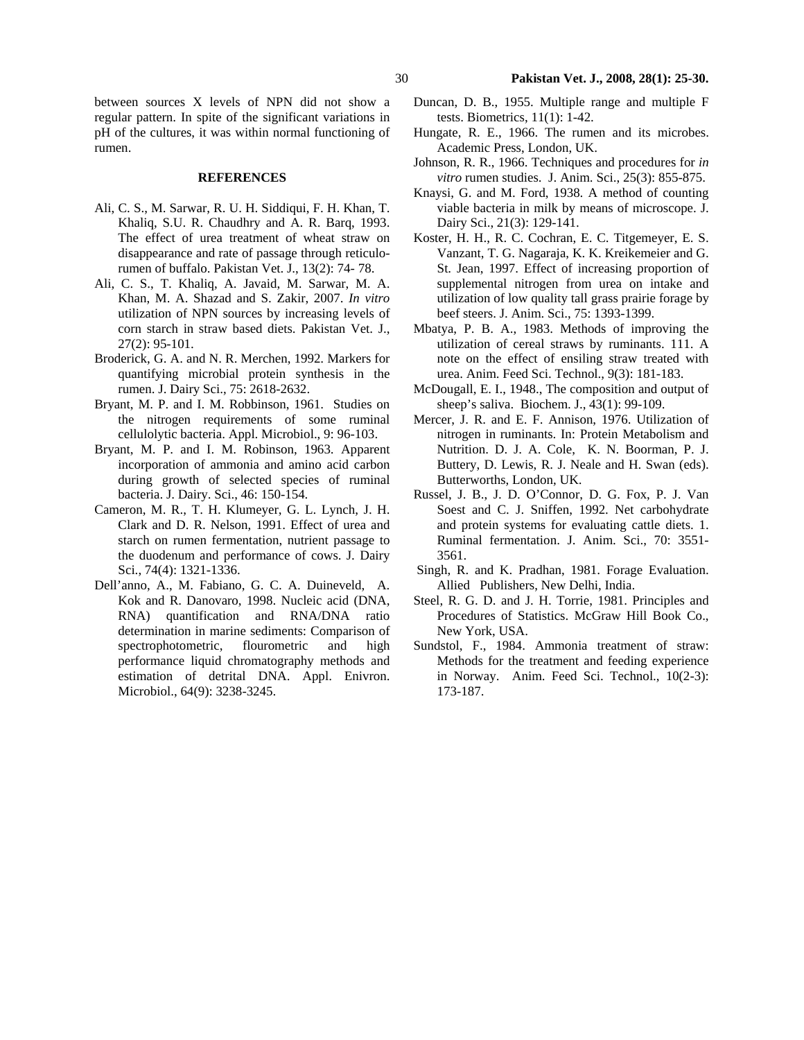between sources X levels of NPN did not show a regular pattern. In spite of the significant variations in pH of the cultures, it was within normal functioning of rumen.

## REFERENCES

Ali, C. S., M. Sarwar, R. U. H. Siddiqui, F. H. Khan, T. Khaliq, S.U. R. Chaudhry and A. R. Barq, 1993. The effect of urea treatment of wheat straw on disappearance and rate of passage through reticulo-rumen of buffalo. Pakistan Vet. J., 13(2): 74- 78.

Ali, C. S., T. Khaliq, A. Javaid, M. Sarwar, M. A. Khan, M. A. Shazad and S. Zakir, 2007. *In vitro* utilization of NPN sources by increasing levels of corn starch in straw based diets. Pakistan Vet. J., 27(2): 95-101.

Broderick, G. A. and N. R. Merchen, 1992. Markers for quantifying microbial protein synthesis in the rumen. J. Dairy Sci., 75: 2618-2632.

Bryant, M. P. and I. M. Robbinson, 1961. Studies on the nitrogen requirements of some ruminal cellulolytic bacteria. Appl. Microbiol., 9: 96-103.

Bryant, M. P. and I. M. Robinson, 1963. Apparent incorporation of ammonia and amino acid carbon during growth of selected species of ruminal bacteria. J. Dairy. Sci., 46: 150-154.

Cameron, M. R., T. H. Klumeyer, G. L. Lynch, J. H. Clark and D. R. Nelson, 1991. Effect of urea and starch on rumen fermentation, nutrient passage to the duodenum and performance of cows. J. Dairy Sci., 74(4): 1321-1336.

Dell'anno, A., M. Fabiano, G. C. A. Duineveld, A. Kok and R. Danovaro, 1998. Nucleic acid (DNA, RNA) quantification and RNA/DNA ratio determination in marine sediments: Comparison of spectrophotometric, flourometric and high performance liquid chromatography methods and estimation of detrital DNA. Appl. Enivron. Microbiol., 64(9): 3238-3245.

Duncan, D. B., 1955. Multiple range and multiple F tests. Biometrics, 11(1): 1-42.

Hungate, R. E., 1966. The rumen and its microbes. Academic Press, London, UK.

Johnson, R. R., 1966. Techniques and procedures for *in vitro* rumen studies. J. Anim. Sci., 25(3): 855-875.

Knaysi, G. and M. Ford, 1938. A method of counting viable bacteria in milk by means of microscope. J. Dairy Sci., 21(3): 129-141.

Koster, H. H., R. C. Cochran, E. C. Titgemeyer, E. S. Vanzant, T. G. Nagaraja, K. K. Kreikemeier and G. St. Jean, 1997. Effect of increasing proportion of supplemental nitrogen from urea on intake and utilization of low quality tall grass prairie forage by beef steers. J. Anim. Sci., 75: 1393-1399.

Mbatya, P. B. A., 1983. Methods of improving the utilization of cereal straws by ruminants. 111. A note on the effect of ensiling straw treated with urea. Anim. Feed Sci. Technol., 9(3): 181-183.

McDougall, E. I., 1948., The composition and output of sheep's saliva. Biochem. J., 43(1): 99-109.

Mercer, J. R. and E. F. Annison, 1976. Utilization of nitrogen in ruminants. In: Protein Metabolism and Nutrition. D. J. A. Cole, K. N. Boorman, P. J. Buttery, D. Lewis, R. J. Neale and H. Swan (eds). Butterworths, London, UK.

Russel, J. B., J. D. O'Connor, D. G. Fox, P. J. Van Soest and C. J. Sniffen, 1992. Net carbohydrate and protein systems for evaluating cattle diets. 1. Ruminal fermentation. J. Anim. Sci., 70: 3551-3561.

Singh, R. and K. Pradhan, 1981. Forage Evaluation. Allied Publishers, New Delhi, India.

Steel, R. G. D. and J. H. Torrie, 1981. Principles and Procedures of Statistics. McGraw Hill Book Co., New York, USA.

Sundstol, F., 1984. Ammonia treatment of straw: Methods for the treatment and feeding experience in Norway. Anim. Feed Sci. Technol., 10(2-3): 173-187.